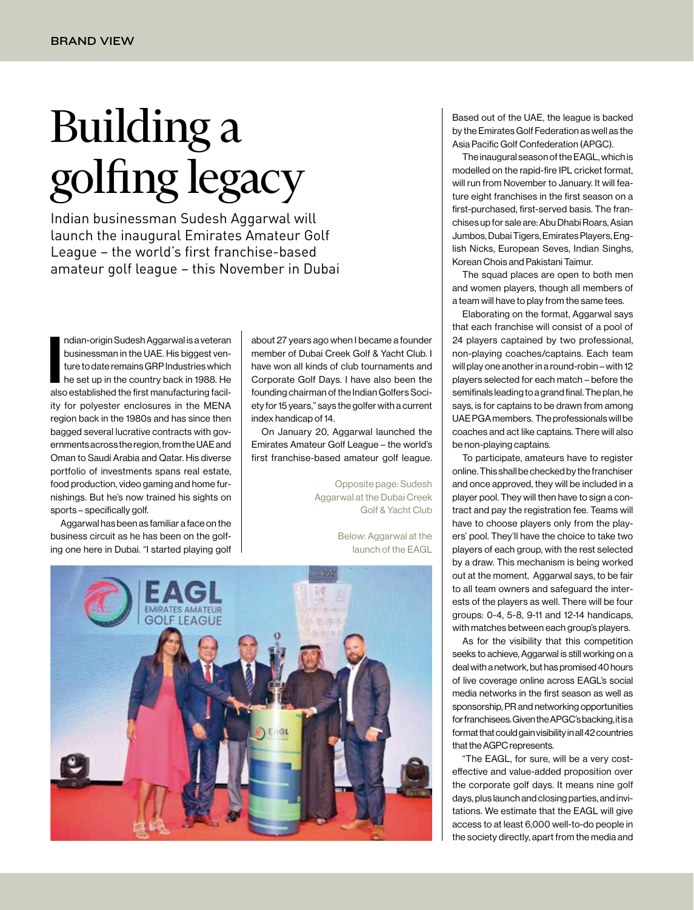# Building a golfing legacy

Indian businessman Sudesh Aggarwal will launch the inaugural Emirates Amateur Golf League – the world's first franchise-based amateur golf league – this November in Dubai

Indian-origin Sudesh Aggarwal is a veteran businessman in the UAE. His biggest venture to date remains GRP Industries which he set up in the country back in 1988. He also established the first manufacturing facility for polyester enclosures in the MENA region back in the 1980s and has since then bagged several lucrative contracts with governments across the region, from the UAE and Oman to Saudi Arabia and Qatar. His diverse portfolio of investments spans real estate, food production, video gaming and home furnishings. But he's now trained his sights on sports – specifically golf.

Aggarwal has been as familiar a face on the business circuit as he has been on the golfing one here in Dubai. "I started playing golf about 27 years ago when I became a founder member of Dubai Creek Golf & Yacht Club. I have won all kinds of club tournaments and Corporate Golf Days. I have also been the founding chairman of the Indian Golfers Society for 15 years," says the golfer with a current index handicap of 14.

On January 20, Aggarwal launched the Emirates Amateur Golf League – the world's first franchise-based amateur golf league.

Opposite page: Sudesh Aggarwal at the Dubai Creek Golf & Yacht Club

Below: Aggarwal at the launch of the EAGL

Based out of the UAE, the league is backed by the Emirates Golf Federation as well as the Asia Pacific Golf Confederation (APGC).

The inaugural season of the EAGL, which is modelled on the rapid-fire IPL cricket format, will run from November to January. It will feature eight franchises in the first season on a first-purchased, first-served basis. The franchises up for sale are: Abu Dhabi Roars, Asian Jumbos, Dubai Tigers, Emirates Players, English Nicks, European Seves, Indian Singhs, Korean Chois and Pakistani Taimur.

The squad places are open to both men and women players, though all members of a team will have to play from the same tees.

Elaborating on the format, Aggarwal says that each franchise will consist of a pool of 24 players captained by two professional, non-playing coaches/captains. Each team will play one another in a round-robin – with 12 players selected for each match – before the semifinals leading to a grand final. The plan, he says, is for captains to be drawn from among UAE PGA members. The professionals will be coaches and act like captains. There will also be non-playing captains.

To participate, amateurs have to register online. This shall be checked by the franchiser and once approved, they will be included in a player pool. They will then have to sign a contract and pay the registration fee. Teams will have to choose players only from the players' pool. They'll have the choice to take two players of each group, with the rest selected by a draw. This mechanism is being worked out at the moment, Aggarwal says, to be fair to all team owners and safeguard the interests of the players as well. There will be four groups: 0-4, 5-8, 9-11 and 12-14 handicaps, with matches between each group's players.

As for the visibility that this competition seeks to achieve, Aggarwal is still working on a deal with a network, but has promised 40 hours of live coverage online across EAGL's social media networks in the first season as well as sponsorship, PR and networking opportunities for franchisees. Given the APGC's backing, it is a format that could gain visibility in all 42 countries that the AGPC represents.

"The EAGL, for sure, will be a very cost-effective and value-added proposition over the corporate golf days. It means nine golf days, plus launch and closing parties, and invitations. We estimate that the EAGL will give access to at least 6,000 well-to-do people in the society directly, apart from the media and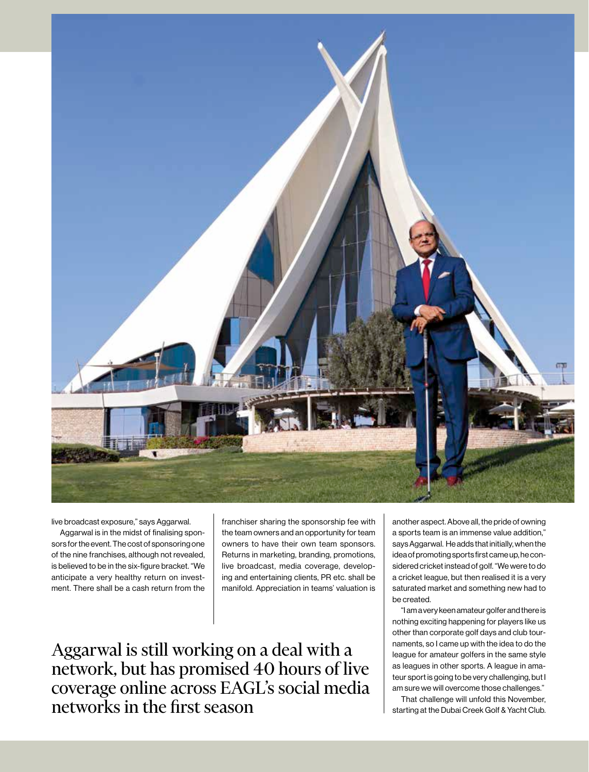live broadcast exposure," says Aggarwal.

Aggarwal is in the midst of finalising sponsors for the event. The cost of sponsoring one of the nine franchises, although not revealed, is believed to be in the six-figure bracket. "We anticipate a very healthy return on investment. There shall be a cash return from the franchiser sharing the sponsorship fee with the team owners and an opportunity for team owners to have their own team sponsors. Returns in marketing, branding, promotions, live broadcast, media coverage, developing and entertaining clients, PR etc. shall be manifold. Appreciation in teams' valuation is another aspect. Above all, the pride of owning a sports team is an immense value addition," says Aggarwal. He adds that initially, when the idea of promoting sports first came up, he considered cricket instead of golf. "We were to do a cricket league, but then realised it is a very saturated market and something new had to be created.

"I am a very keen amateur golfer and there is nothing exciting happening for players like us other than corporate golf days and club tournaments, so I came up with the idea to do the league for amateur golfers in the same style as leagues in other sports. A league in amateur sport is going to be very challenging, but I am sure we will overcome those challenges."

That challenge will unfold this November, starting at the Dubai Creek Golf & Yacht Club.

## Aggarwal is still working on a deal with a network, but has promised 40 hours of live coverage online across EAGL's social media networks in the first season